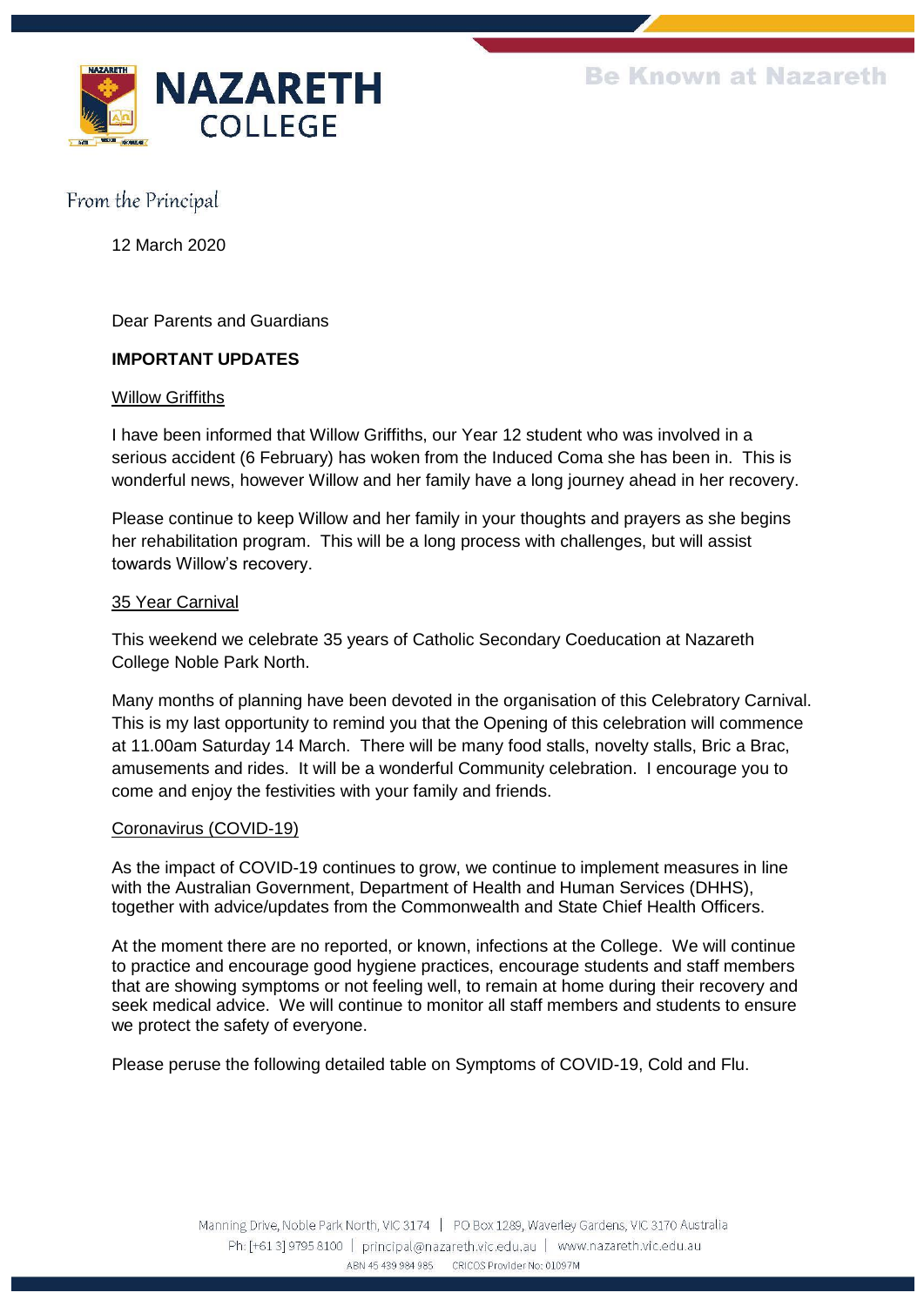# NAZARETH COLLEGE

Be Known at Nazareth

From the Principal

12 March 2020

Dear Parents and Guardians

**IMPORTANT UPDATES**

Willow Griffiths

I have been informed that Willow Griffiths, our Year 12 student who was involved in a serious accident (6 February) has woken from the Induced Coma she has been in. This is wonderful news, however Willow and her family have a long journey ahead in her recovery.

Please continue to keep Willow and her family in your thoughts and prayers as she begins her rehabilitation program. This will be a long process with challenges, but will assist towards Willow's recovery.

35 Year Carnival

This weekend we celebrate 35 years of Catholic Secondary Coeducation at Nazareth College Noble Park North.

Many months of planning have been devoted in the organisation of this Celebratory Carnival. This is my last opportunity to remind you that the Opening of this celebration will commence at 11.00am Saturday 14 March. There will be many food stalls, novelty stalls, Bric a Brac, amusements and rides. It will be a wonderful Community celebration. I encourage you to come and enjoy the festivities with your family and friends.

Coronavirus (COVID-19)

As the impact of COVID-19 continues to grow, we continue to implement measures in line with the Australian Government, Department of Health and Human Services (DHHS), together with advice/updates from the Commonwealth and State Chief Health Officers.

At the moment there are no reported, or known, infections at the College. We will continue to practice and encourage good hygiene practices, encourage students and staff members that are showing symptoms or not feeling well, to remain at home during their recovery and seek medical advice. We will continue to monitor all staff members and students to ensure we protect the safety of everyone.

Please peruse the following detailed table on Symptoms of COVID-19, Cold and Flu.

Manning Drive, Noble Park North, VIC 3174 | PO Box 1289, Waverley Gardens, VIC 3170 Australia
Ph: [+61 3] 9795 8100 | principal@nazareth.vic.edu.au | www.nazareth.vic.edu.au
ABN 45 439 984 985 CRICOS Provider No: 01097M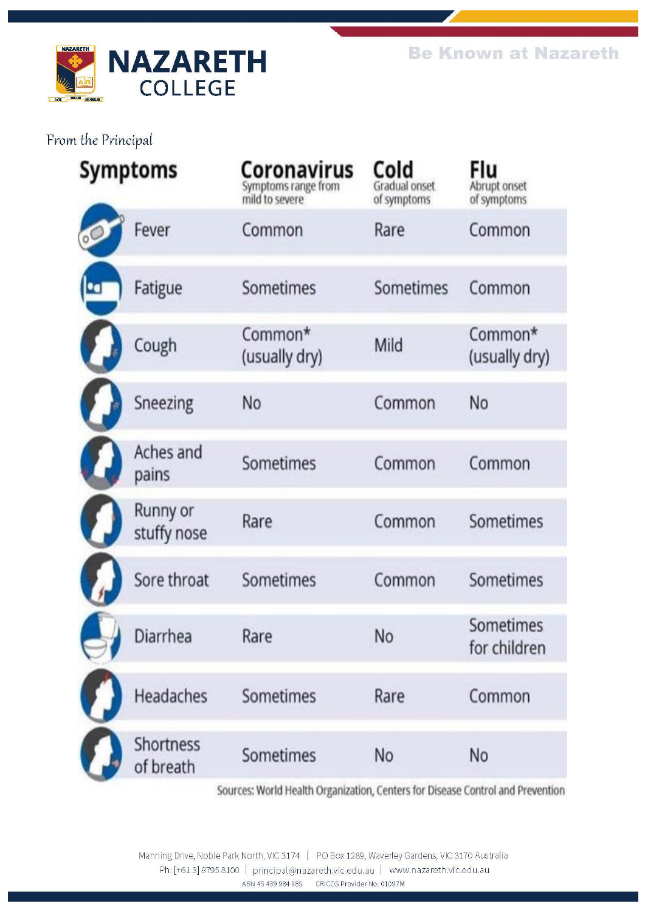From the Principal

| Symptoms | Coronavirus<br>Symptoms range from mild to severe | Cold<br>Gradual onset of symptoms | Flu<br>Abrupt onset of symptoms |
|---|---|---|---|
| Fever | Common | Rare | Common |
| Fatigue | Sometimes | Sometimes | Common |
| Cough | Common* (usually dry) | Mild | Common* (usually dry) |
| Sneezing | No | Common | No |
| Aches and pains | Sometimes | Common | Common |
| Runny or stuffy nose | Rare | Common | Sometimes |
| Sore throat | Sometimes | Common | Sometimes |
| Diarrhea | Rare | No | Sometimes for children |
| Headaches | Sometimes | Rare | Common |
| Shortness of breath | Sometimes | No | No |

Sources: World Health Organization, Centers for Disease Control and Prevention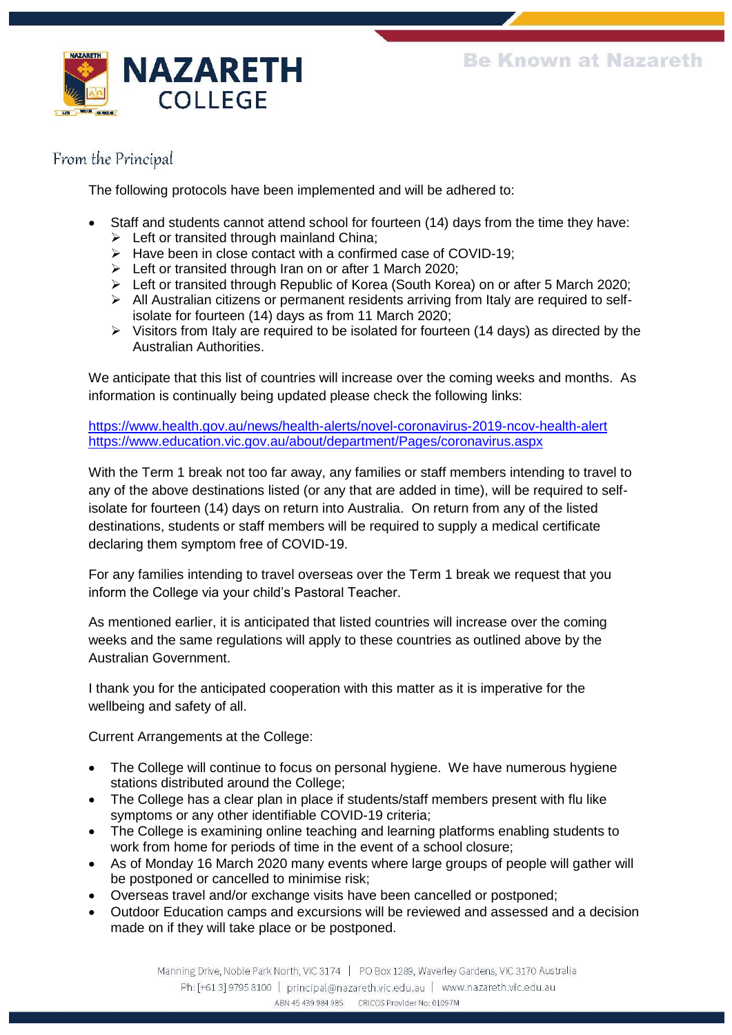## From the Principal

The following protocols have been implemented and will be adhered to:

- Staff and students cannot attend school for fourteen (14) days from the time they have:
  - Left or transited through mainland China;
  - Have been in close contact with a confirmed case of COVID-19;
  - Left or transited through Iran on or after 1 March 2020;
  - Left or transited through Republic of Korea (South Korea) on or after 5 March 2020;
  - All Australian citizens or permanent residents arriving from Italy are required to self-isolate for fourteen (14) days as from 11 March 2020;
  - Visitors from Italy are required to be isolated for fourteen (14 days) as directed by the Australian Authorities.

We anticipate that this list of countries will increase over the coming weeks and months. As information is continually being updated please check the following links:

https://www.health.gov.au/news/health-alerts/novel-coronavirus-2019-ncov-health-alert
https://www.education.vic.gov.au/about/department/Pages/coronavirus.aspx

With the Term 1 break not too far away, any families or staff members intending to travel to any of the above destinations listed (or any that are added in time), will be required to self-isolate for fourteen (14) days on return into Australia. On return from any of the listed destinations, students or staff members will be required to supply a medical certificate declaring them symptom free of COVID-19.

For any families intending to travel overseas over the Term 1 break we request that you inform the College via your child's Pastoral Teacher.

As mentioned earlier, it is anticipated that listed countries will increase over the coming weeks and the same regulations will apply to these countries as outlined above by the Australian Government.

I thank you for the anticipated cooperation with this matter as it is imperative for the wellbeing and safety of all.

Current Arrangements at the College:

- The College will continue to focus on personal hygiene. We have numerous hygiene stations distributed around the College;
- The College has a clear plan in place if students/staff members present with flu like symptoms or any other identifiable COVID-19 criteria;
- The College is examining online teaching and learning platforms enabling students to work from home for periods of time in the event of a school closure;
- As of Monday 16 March 2020 many events where large groups of people will gather will be postponed or cancelled to minimise risk;
- Overseas travel and/or exchange visits have been cancelled or postponed;
- Outdoor Education camps and excursions will be reviewed and assessed and a decision made on if they will take place or be postponed.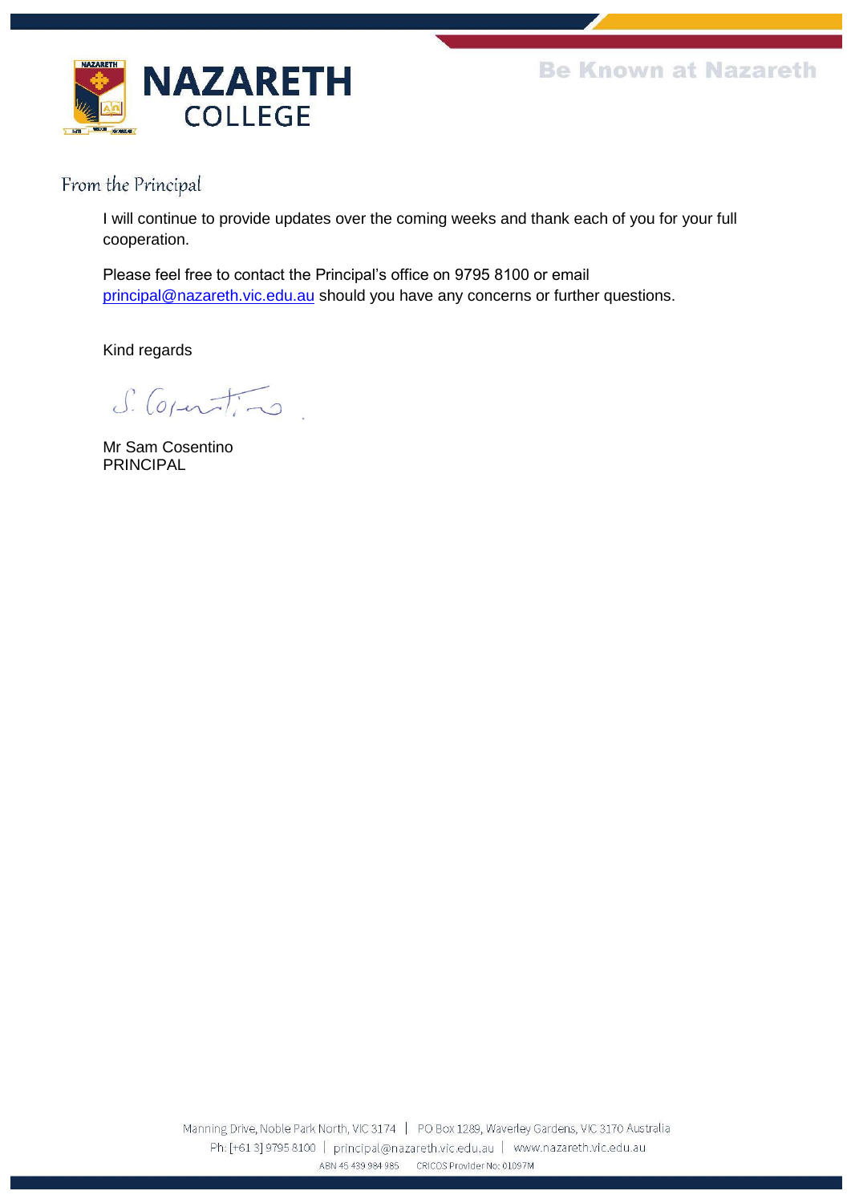## From the Principal

I will continue to provide updates over the coming weeks and thank each of you for your full cooperation.

Please feel free to contact the Principal's office on 9795 8100 or email principal@nazareth.vic.edu.au should you have any concerns or further questions.

Kind regards

S. Cosentino

Mr Sam Cosentino
PRINCIPAL